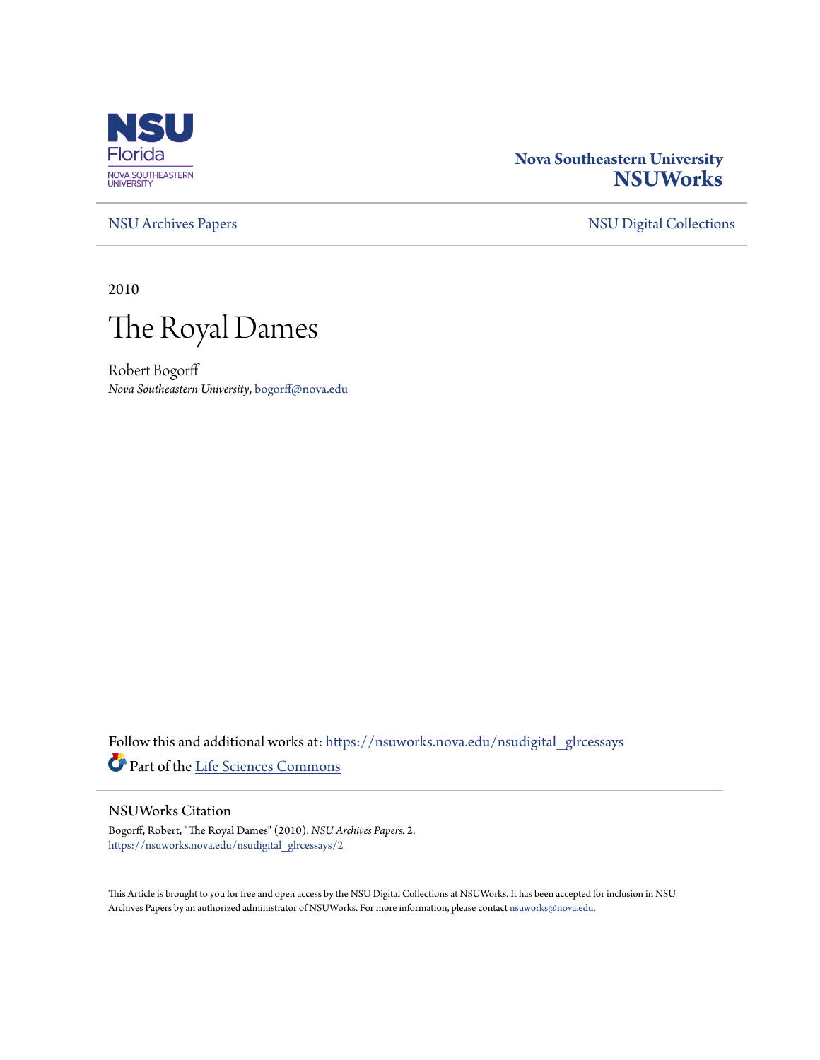NSU Florida
NOVA SOUTHEASTERN UNIVERSITY

**Nova Southeastern University**
**NSUWorks**

NSU Archives Papers | NSU Digital Collections

2010

# The Royal Dames

Robert Bogorff
*Nova Southeastern University*, bogorff@nova.edu

Follow this and additional works at: https://nsuworks.nova.edu/nsudigital_glrcessays

Part of the Life Sciences Commons

## NSUWorks Citation

Bogorff, Robert, "The Royal Dames" (2010). *NSU Archives Papers*. 2.
https://nsuworks.nova.edu/nsudigital_glrcessays/2

This Article is brought to you for free and open access by the NSU Digital Collections at NSUWorks. It has been accepted for inclusion in NSU Archives Papers by an authorized administrator of NSUWorks. For more information, please contact nsuworks@nova.edu.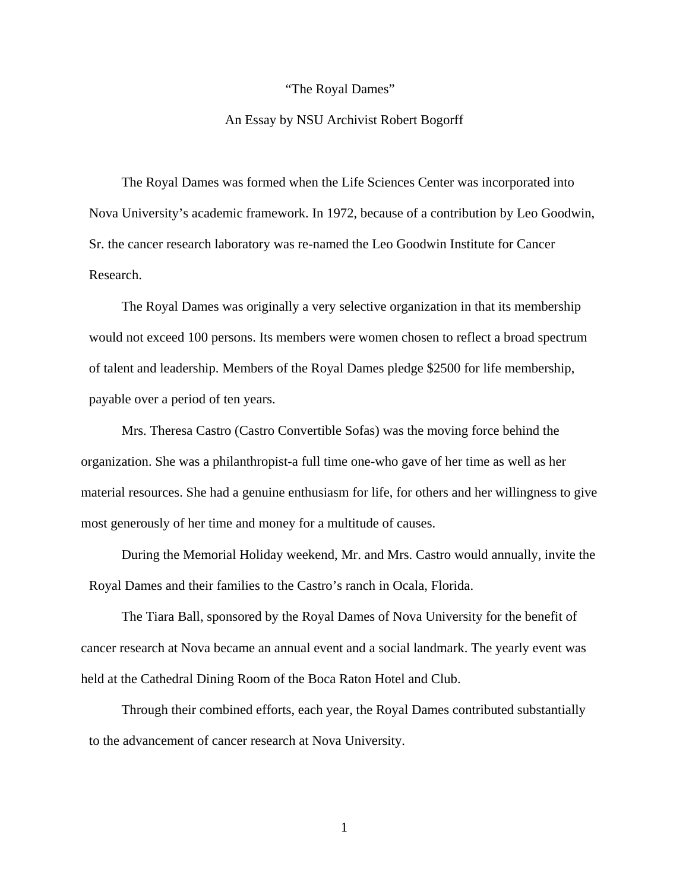"The Royal Dames"

An Essay by NSU Archivist Robert Bogorff

The Royal Dames was formed when the Life Sciences Center was incorporated into Nova University's academic framework. In 1972, because of a contribution by Leo Goodwin, Sr. the cancer research laboratory was re-named the Leo Goodwin Institute for Cancer Research.

The Royal Dames was originally a very selective organization in that its membership would not exceed 100 persons. Its members were women chosen to reflect a broad spectrum of talent and leadership. Members of the Royal Dames pledge $2500 for life membership, payable over a period of ten years.

Mrs. Theresa Castro (Castro Convertible Sofas) was the moving force behind the organization. She was a philanthropist-a full time one-who gave of her time as well as her material resources. She had a genuine enthusiasm for life, for others and her willingness to give most generously of her time and money for a multitude of causes.

During the Memorial Holiday weekend, Mr. and Mrs. Castro would annually, invite the Royal Dames and their families to the Castro's ranch in Ocala, Florida.

The Tiara Ball, sponsored by the Royal Dames of Nova University for the benefit of cancer research at Nova became an annual event and a social landmark. The yearly event was held at the Cathedral Dining Room of the Boca Raton Hotel and Club.

Through their combined efforts, each year, the Royal Dames contributed substantially to the advancement of cancer research at Nova University.